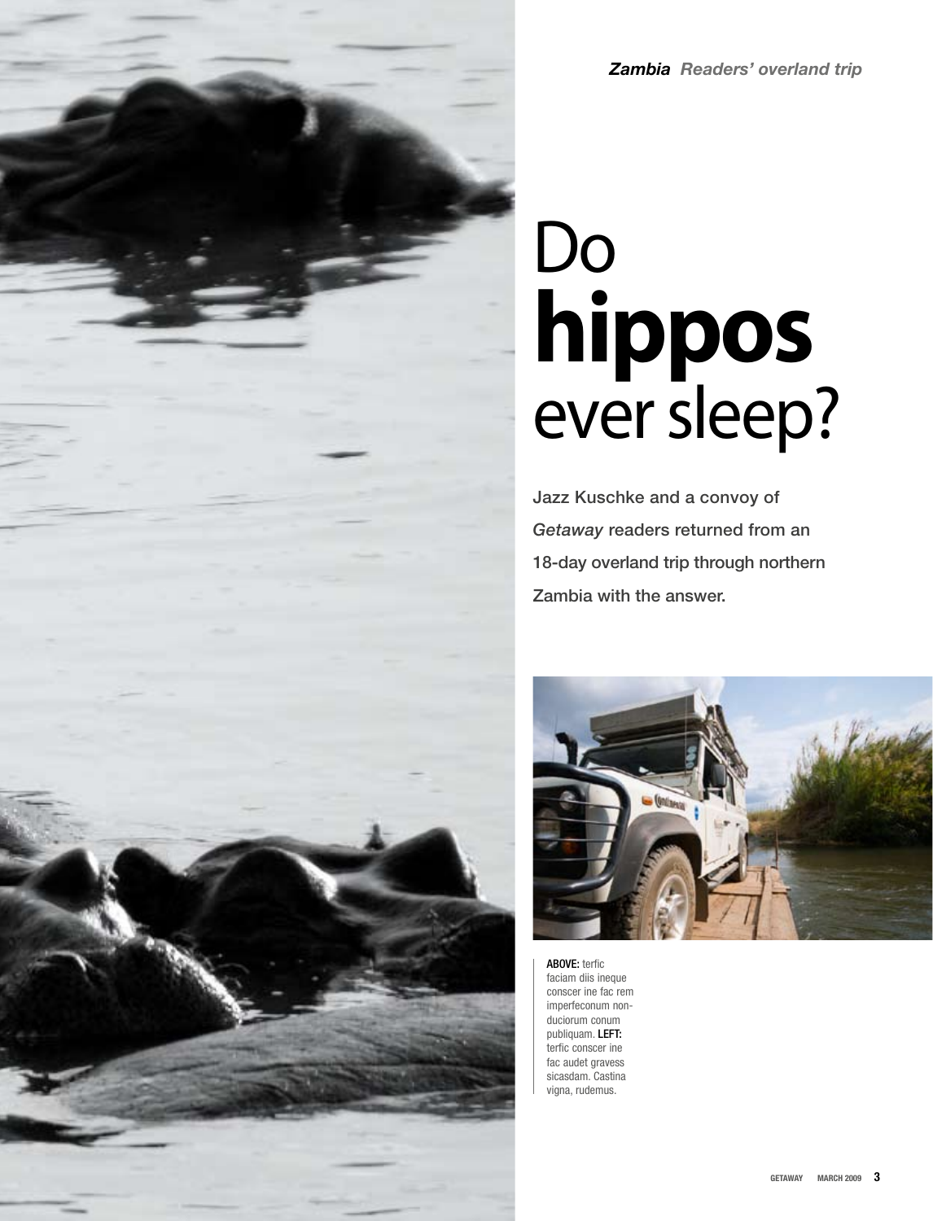*Zambia* *Readers' overland trip*

# Do **hippos** ever sleep?

**Jazz Kuschke and a convoy of *Getaway* readers returned from an 18-day overland trip through northern Zambia with the answer.**

**ABOVE:** terfic faciam diis ineque conscer ine fac rem imperfeconum non-duciorum conum publiquam. **LEFT:** terfic conscer ine fac audet gravess sicasdam. Castina vigna, rudemus.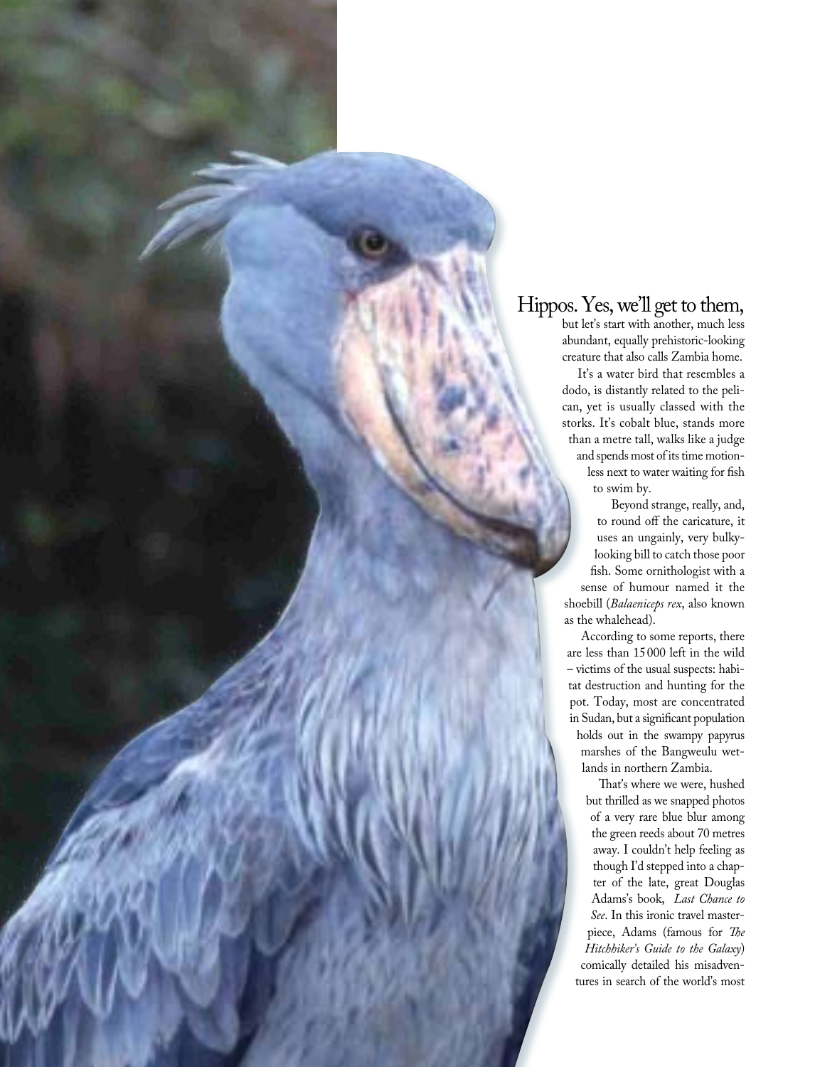# Hippos. Yes, we'll get to them,

but let's start with another, much less abundant, equally prehistoric-looking creature that also calls Zambia home.

It's a water bird that resembles a dodo, is distantly related to the pelican, yet is usually classed with the storks. It's cobalt blue, stands more than a metre tall, walks like a judge and spends most of its time motionless next to water waiting for fish to swim by.

Beyond strange, really, and, to round off the caricature, it uses an ungainly, very bulky-looking bill to catch those poor fish. Some ornithologist with a sense of humour named it the shoebill (*Balaeniceps rex*, also known as the whalehead).

According to some reports, there are less than 15 000 left in the wild – victims of the usual suspects: habitat destruction and hunting for the pot. Today, most are concentrated in Sudan, but a significant population holds out in the swampy papyrus marshes of the Bangweulu wetlands in northern Zambia.

That's where we were, hushed but thrilled as we snapped photos of a very rare blue blur among the green reeds about 70 metres away. I couldn't help feeling as though I'd stepped into a chapter of the late, great Douglas Adams's book, *Last Chance to See*. In this ironic travel masterpiece, Adams (famous for *The Hitchhiker's Guide to the Galaxy*) comically detailed his misadventures in search of the world's most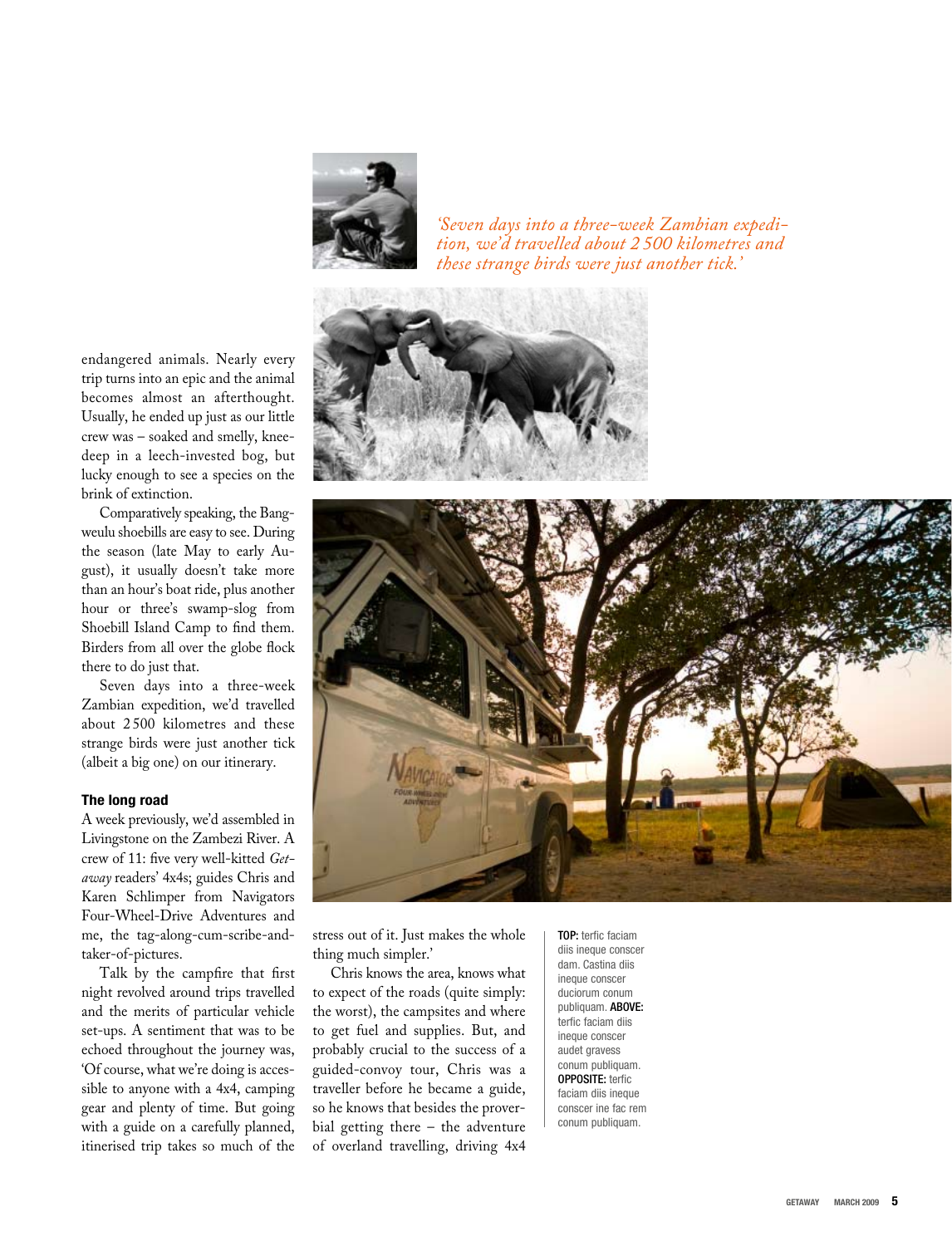*'Seven days into a three-week Zambian expedition, we'd travelled about 2 500 kilometres and these strange birds were just another tick.'*

endangered animals. Nearly every trip turns into an epic and the animal becomes almost an afterthought. Usually, he ended up just as our little crew was – soaked and smelly, knee-deep in a leech-invested bog, but lucky enough to see a species on the brink of extinction.

Comparatively speaking, the Bangweulu shoebills are easy to see. During the season (late May to early August), it usually doesn't take more than an hour's boat ride, plus another hour or three's swamp-slog from Shoebill Island Camp to find them. Birders from all over the globe flock there to do just that.

Seven days into a three-week Zambian expedition, we'd travelled about 2 500 kilometres and these strange birds were just another tick (albeit a big one) on our itinerary.

### The long road

A week previously, we'd assembled in Livingstone on the Zambezi River. A crew of 11: five very well-kitted *Getaway* readers' 4x4s; guides Chris and Karen Schlimper from Navigators Four-Wheel-Drive Adventures and me, the tag-along-cum-scribe-and-taker-of-pictures.

Talk by the campfire that first night revolved around trips travelled and the merits of particular vehicle set-ups. A sentiment that was to be echoed throughout the journey was, 'Of course, what we're doing is accessible to anyone with a 4x4, camping gear and plenty of time. But going with a guide on a carefully planned, itinerised trip takes so much of the stress out of it. Just makes the whole thing much simpler.'

Chris knows the area, knows what to expect of the roads (quite simply: the worst), the campsites and where to get fuel and supplies. But, and probably crucial to the success of a guided-convoy tour, Chris was a traveller before he became a guide, so he knows that besides the proverbial getting there – the adventure of overland travelling, driving 4x4

**TOP:** terfic faciam diis ineque conscer dam. Castina diis ineque conscer duciorum conum publiquam. **ABOVE:** terfic faciam diis ineque conscer audet gravess conum publiquam. **OPPOSITE:** terfic faciam diis ineque conscer ine fac rem conum publiquam.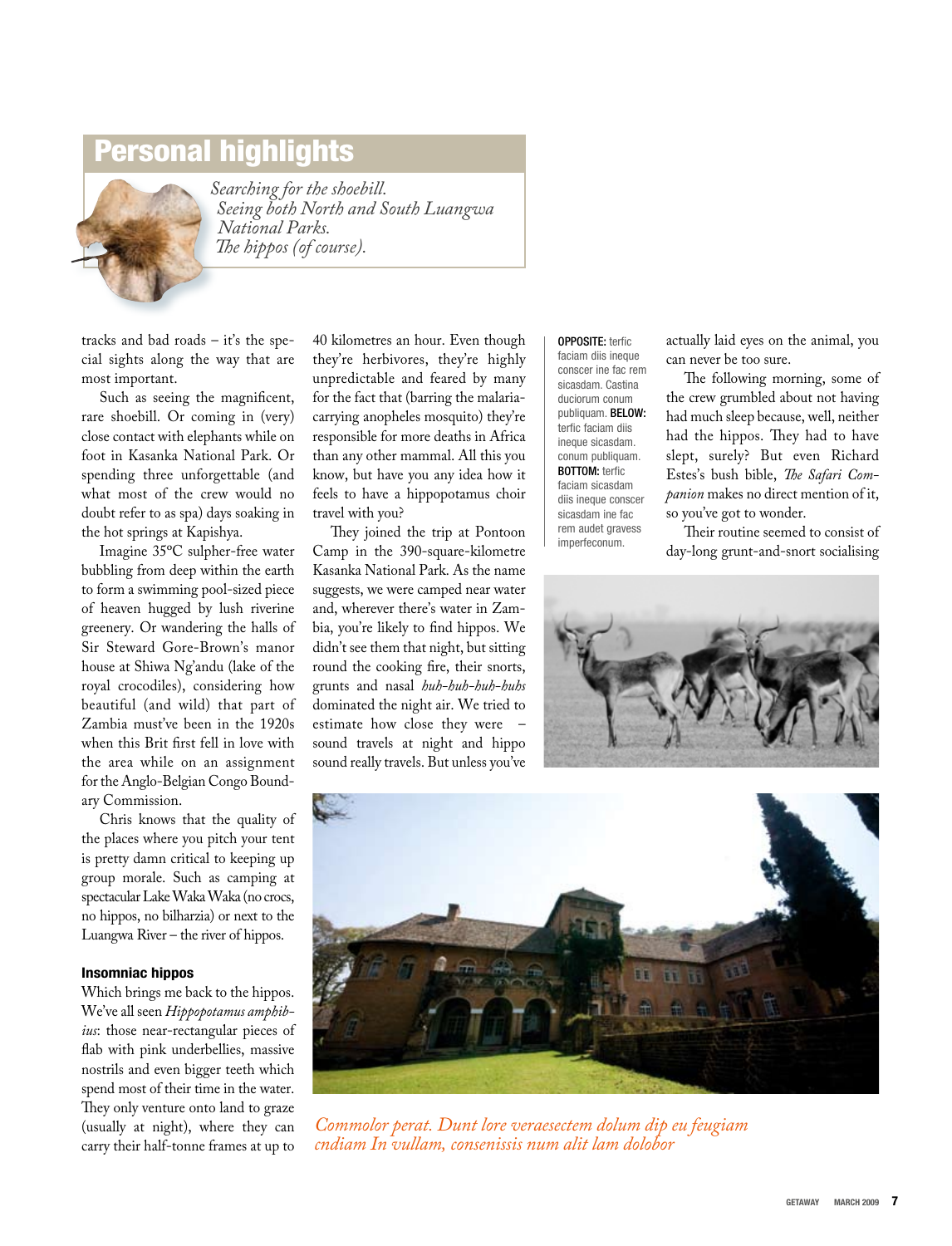## Personal highlights

*Searching for the shoebill.*
*Seeing both North and South Luangwa National Parks.*
*The hippos (of course).*

tracks and bad roads – it's the special sights along the way that are most important.

Such as seeing the magnificent, rare shoebill. Or coming in (very) close contact with elephants while on foot in Kasanka National Park. Or spending three unforgettable (and what most of the crew would no doubt refer to as spa) days soaking in the hot springs at Kapishya.

Imagine 35ºC sulpher-free water bubbling from deep within the earth to form a swimming pool-sized piece of heaven hugged by lush riverine greenery. Or wandering the halls of Sir Steward Gore-Brown's manor house at Shiwa Ng'andu (lake of the royal crocodiles), considering how beautiful (and wild) that part of Zambia must've been in the 1920s when this Brit first fell in love with the area while on an assignment for the Anglo-Belgian Congo Boundary Commission.

Chris knows that the quality of the places where you pitch your tent is pretty damn critical to keeping up group morale. Such as camping at spectacular Lake Waka Waka (no crocs, no hippos, no bilharzia) or next to the Luangwa River – the river of hippos.

### Insomniac hippos

Which brings me back to the hippos. We've all seen *Hippopotamus amphibius*: those near-rectangular pieces of flab with pink underbellies, massive nostrils and even bigger teeth which spend most of their time in the water. They only venture onto land to graze (usually at night), where they can carry their half-tonne frames at up to 40 kilometres an hour. Even though they're herbivores, they're highly unpredictable and feared by many for the fact that (barring the malaria-carrying anopheles mosquito) they're responsible for more deaths in Africa than any other mammal. All this you know, but have you any idea how it feels to have a hippopotamus choir travel with you?

They joined the trip at Pontoon Camp in the 390-square-kilometre Kasanka National Park. As the name suggests, we were camped near water and, wherever there's water in Zambia, you're likely to find hippos. We didn't see them that night, but sitting round the cooking fire, their snorts, grunts and nasal *huh-huh-huh-huhs* dominated the night air. We tried to estimate how close they were – sound travels at night and hippo sound really travels. But unless you've actually laid eyes on the animal, you can never be too sure.

The following morning, some of the crew grumbled about not having had much sleep because, well, neither had the hippos. They had to have slept, surely? But even Richard Estes's bush bible, *The Safari Companion* makes no direct mention of it, so you've got to wonder.

Their routine seemed to consist of day-long grunt-and-snort socialising

**OPPOSITE:** terfic faciam diis ineque conscer ine fac rem sicasdam. Castina duciorum conum publiquam. **BELOW:** terfic faciam diis ineque sicasdam. conum publiquam. **BOTTOM:** terfic faciam sicasdam diis ineque conscer sicasdam ine fac rem audet gravess imperfeconum.

*Commolor perat. Dunt lore veraesectem dolum dip eu feugiam cndiam In vullam, consenissis num alit lam dolobor*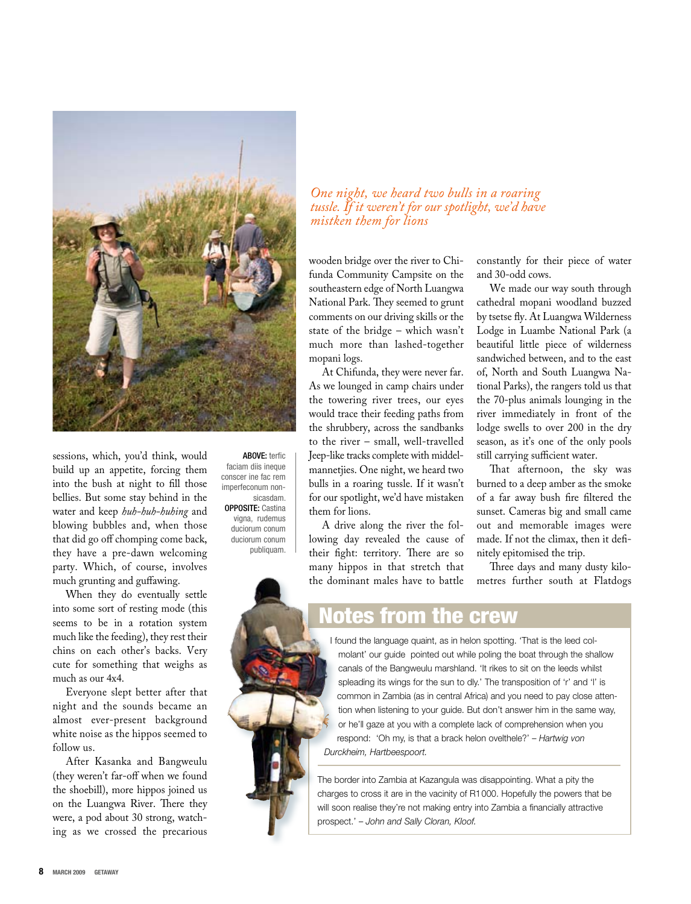*One night, we heard two bulls in a roaring tussle. If it weren't for our spotlight, we'd have mistken them for lions*

sessions, which, you'd think, would build up an appetite, forcing them into the bush at night to fill those bellies. But some stay behind in the water and keep *huh-huh-huhing* and blowing bubbles and, when those that did go off chomping come back, they have a pre-dawn welcoming party. Which, of course, involves much grunting and guffawing.

When they do eventually settle into some sort of resting mode (this seems to be in a rotation system much like the feeding), they rest their chins on each other's backs. Very cute for something that weighs as much as our 4x4.

Everyone slept better after that night and the sounds became an almost ever-present background white noise as the hippos seemed to follow us.

After Kasanka and Bangweulu (they weren't far-off when we found the shoebill), more hippos joined us on the Luangwa River. There they were, a pod about 30 strong, watching as we crossed the precarious wooden bridge over the river to Chifunda Community Campsite on the southeastern edge of North Luangwa National Park. They seemed to grunt comments on our driving skills or the state of the bridge – which wasn't much more than lashed-together mopani logs.

At Chifunda, they were never far. As we lounged in camp chairs under the towering river trees, our eyes would trace their feeding paths from the shrubbery, across the sandbanks to the river – small, well-travelled Jeep-like tracks complete with middelmannetjies. One night, we heard two bulls in a roaring tussle. If it wasn't for our spotlight, we'd have mistaken them for lions.

A drive along the river the following day revealed the cause of their fight: territory. There are so many hippos in that stretch that the dominant males have to battle constantly for their piece of water and 30-odd cows.

We made our way south through cathedral mopani woodland buzzed by tsetse fly. At Luangwa Wilderness Lodge in Luambe National Park (a beautiful little piece of wilderness sandwiched between, and to the east of, North and South Luangwa National Parks), the rangers told us that the 70-plus animals lounging in the river immediately in front of the lodge swells to over 200 in the dry season, as it's one of the only pools still carrying sufficient water.

That afternoon, the sky was burned to a deep amber as the smoke of a far away bush fire filtered the sunset. Cameras big and small came out and memorable images were made. If not the climax, then it definitely epitomised the trip.

Three days and many dusty kilometres further south at Flatdogs

**ABOVE:** terfic faciam diis ineque conscer ine fac rem imperfeconum nonsicasdam. **OPPOSITE:** Castina vigna, rudemus duciorum conum duciorum conum publiquam.

## Notes from the crew

I found the language quaint, as in helon spotting. 'That is the leed colmolant' our guide pointed out while poling the boat through the shallow canals of the Bangweulu marshland. 'It rikes to sit on the leeds whilst spleading its wings for the sun to dly.' The transposition of 'r' and 'l' is common in Zambia (as in central Africa) and you need to pay close attention when listening to your guide. But don't answer him in the same way, or he'll gaze at you with a complete lack of comprehension when you respond: 'Oh my, is that a brack helon ovelthele?' – *Hartwig von Durckheim, Hartbeespoort.*

The border into Zambia at Kazangula was disappointing. What a pity the charges to cross it are in the vacinity of R1 000. Hopefully the powers that be will soon realise they're not making entry into Zambia a financially attractive prospect.' – *John and Sally Cloran, Kloof.*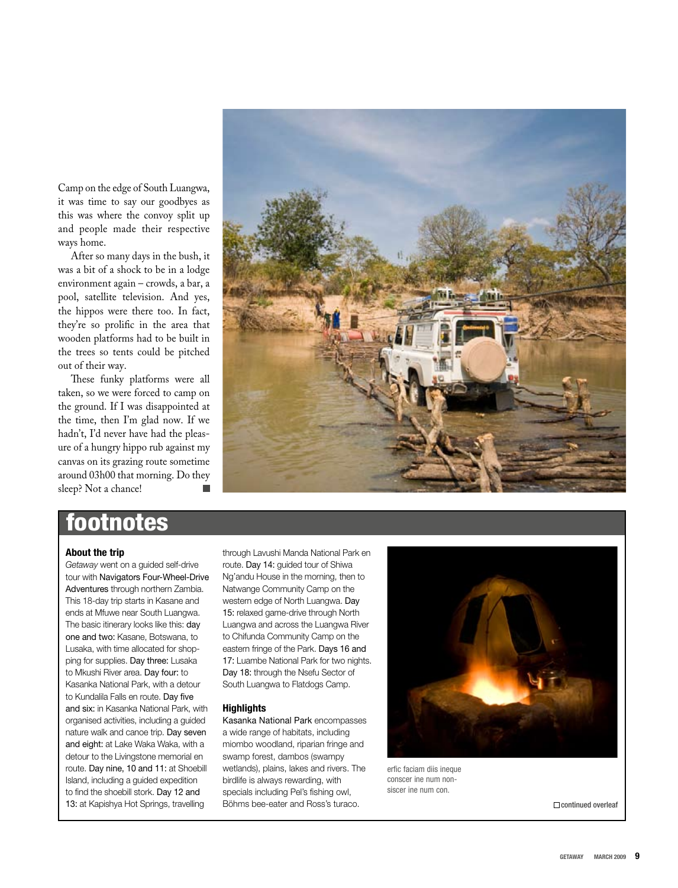Camp on the edge of South Luangwa, it was time to say our goodbyes as this was where the convoy split up and people made their respective ways home.

After so many days in the bush, it was a bit of a shock to be in a lodge environment again – crowds, a bar, a pool, satellite television. And yes, the hippos were there too. In fact, they're so prolific in the area that wooden platforms had to be built in the trees so tents could be pitched out of their way.

These funky platforms were all taken, so we were forced to camp on the ground. If I was disappointed at the time, then I'm glad now. If we hadn't, I'd never have had the pleasure of a hungry hippo rub against my canvas on its grazing route sometime around 03h00 that morning. Do they sleep? Not a chance! ■

## footnotes

### About the trip

*Getaway* went on a guided self-drive tour with Navigators Four-Wheel-Drive Adventures through northern Zambia. This 18-day trip starts in Kasane and ends at Mfuwe near South Luangwa. The basic itinerary looks like this: day one and two: Kasane, Botswana, to Lusaka, with time allocated for shopping for supplies. Day three: Lusaka to Mkushi River area. Day four: to Kasanka National Park, with a detour to Kundalila Falls en route. Day five and six: in Kasanka National Park, with organised activities, including a guided nature walk and canoe trip. Day seven and eight: at Lake Waka Waka, with a detour to the Livingstone memorial en route. Day nine, 10 and 11: at Shoebill Island, including a guided expedition to find the shoebill stork. Day 12 and 13: at Kapishya Hot Springs, travelling through Lavushi Manda National Park en route. Day 14: guided tour of Shiwa Ng'andu House in the morning, then to Natwange Community Camp on the western edge of North Luangwa. Day 15: relaxed game-drive through North Luangwa and across the Luangwa River to Chifunda Community Camp on the eastern fringe of the Park. Days 16 and 17: Luambe National Park for two nights. Day 18: through the Nsefu Sector of South Luangwa to Flatdogs Camp.

### Highlights

Kasanka National Park encompasses a wide range of habitats, including miombo woodland, riparian fringe and swamp forest, dambos (swampy wetlands), plains, lakes and rivers. The birdlife is always rewarding, with specials including Pel's fishing owl, Böhms bee-eater and Ross's turaco.

erfic faciam diis ineque conscer ine num nonsiscer ine num con.

□ continued overleaf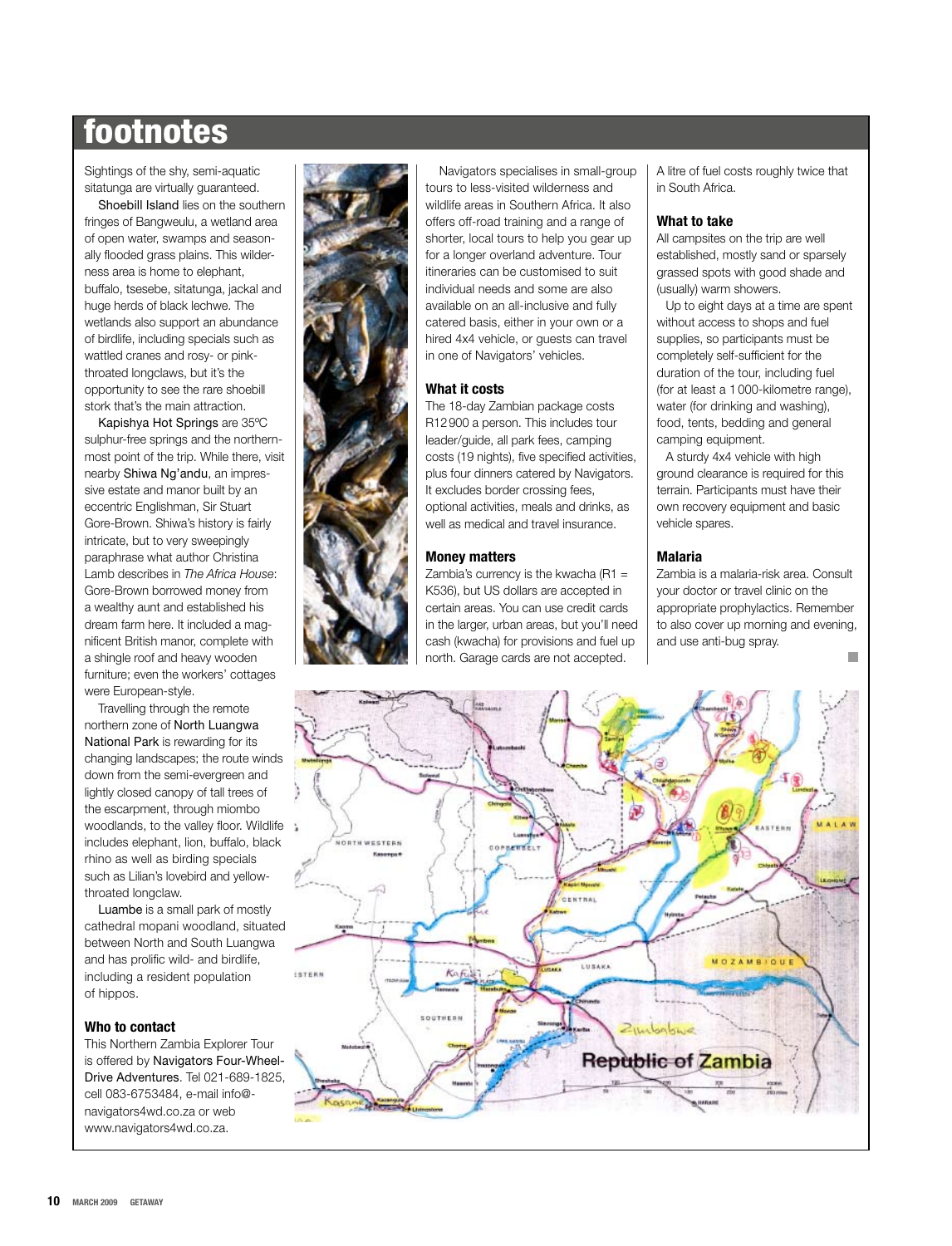# footnotes

Sightings of the shy, semi-aquatic sitatunga are virtually guaranteed.

Shoebill Island lies on the southern fringes of Bangweulu, a wetland area of open water, swamps and seasonally flooded grass plains. This wilderness area is home to elephant, buffalo, tsesebe, sitatunga, jackal and huge herds of black lechwe. The wetlands also support an abundance of birdlife, including specials such as wattled cranes and rosy- or pink-throated longclaws, but it's the opportunity to see the rare shoebill stork that's the main attraction.

Kapishya Hot Springs are 35ºC sulphur-free springs and the northernmost point of the trip. While there, visit nearby Shiwa Ng'andu, an impressive estate and manor built by an eccentric Englishman, Sir Stuart Gore-Brown. Shiwa's history is fairly intricate, but to very sweepingly paraphrase what author Christina Lamb describes in *The Africa House*: Gore-Brown borrowed money from a wealthy aunt and established his dream farm here. It included a magnificent British manor, complete with a shingle roof and heavy wooden furniture; even the workers' cottages were European-style.

Travelling through the remote northern zone of North Luangwa National Park is rewarding for its changing landscapes; the route winds down from the semi-evergreen and lightly closed canopy of tall trees of the escarpment, through miombo woodlands, to the valley floor. Wildlife includes elephant, lion, buffalo, black rhino as well as birding specials such as Lilian's lovebird and yellow-throated longclaw.

Luambe is a small park of mostly cathedral mopani woodland, situated between North and South Luangwa and has prolific wild- and birdlife, including a resident population of hippos.

### Who to contact

This Northern Zambia Explorer Tour is offered by Navigators Four-Wheel-Drive Adventures. Tel 021-689-1825, cell 083-6753484, e-mail info@navigators4wd.co.za or web www.navigators4wd.co.za.

Navigators specialises in small-group tours to less-visited wilderness and wildlife areas in Southern Africa. It also offers off-road training and a range of shorter, local tours to help you gear up for a longer overland adventure. Tour itineraries can be customised to suit individual needs and some are also available on an all-inclusive and fully catered basis, either in your own or a hired 4x4 vehicle, or guests can travel in one of Navigators' vehicles.

### What it costs

The 18-day Zambian package costs R12 900 a person. This includes tour leader/guide, all park fees, camping costs (19 nights), five specified activities, plus four dinners catered by Navigators. It excludes border crossing fees, optional activities, meals and drinks, as well as medical and travel insurance.

### Money matters

Zambia's currency is the kwacha (R1 = K536), but US dollars are accepted in certain areas. You can use credit cards in the larger, urban areas, but you'll need cash (kwacha) for provisions and fuel up north. Garage cards are not accepted. A litre of fuel costs roughly twice that in South Africa.

### What to take

All campsites on the trip are well established, mostly sand or sparsely grassed spots with good shade and (usually) warm showers.

Up to eight days at a time are spent without access to shops and fuel supplies, so participants must be completely self-sufficient for the duration of the tour, including fuel (for at least a 1 000-kilometre range), water (for drinking and washing), food, tents, bedding and general camping equipment.

A sturdy 4x4 vehicle with high ground clearance is required for this terrain. Participants must have their own recovery equipment and basic vehicle spares.

### Malaria

Zambia is a malaria-risk area. Consult your doctor or travel clinic on the appropriate prophylactics. Remember to also cover up morning and evening, and use anti-bug spray.